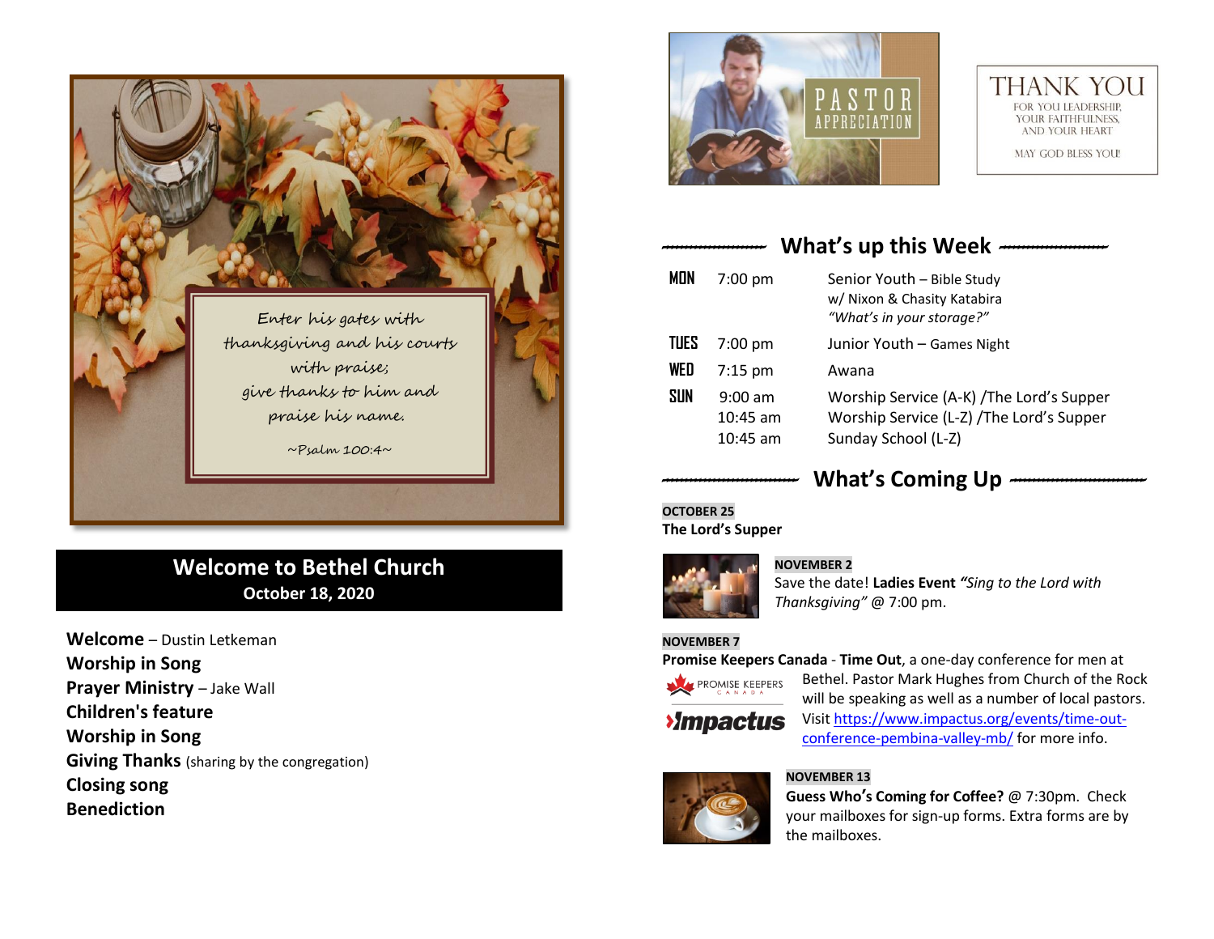Enter his gates with thanksgiving and his courts with praise; give thanks to him and praise his name.

~Psalm 100:4~

## Welcome to Bethel Church
**October 18, 2020**

**Welcome** – Dustin Letkeman
**Worship in Song**
**Prayer Ministry** – Jake Wall
**Children's feature**
**Worship in Song**
**Giving Thanks** (sharing by the congregation)
**Closing song**
**Benediction**

PASTOR APPRECIATION

THANK YOU
FOR YOU LEADERSHIP, YOUR FAITHFULNESS, AND YOUR HEART
MAY GOD BLESS YOU!

## What's up this Week

| | | |
|---|---|---|
| MON | 7:00 pm | Senior Youth – Bible Study w/ Nixon & Chasity Katabira *"What's in your storage?"* |
| TUES | 7:00 pm | Junior Youth – Games Night |
| WED | 7:15 pm | Awana |
| SUN | 9:00 am | Worship Service (A-K) /The Lord's Supper |
| | 10:45 am | Worship Service (L-Z) /The Lord's Supper |
| | 10:45 am | Sunday School (L-Z) |

## What's Coming Up

**OCTOBER 25**
**The Lord's Supper**

**NOVEMBER 2**
Save the date! **Ladies Event** ***"Sing to the Lord with Thanksgiving"*** @ 7:00 pm.

**NOVEMBER 7**
**Promise Keepers Canada** - **Time Out**, a one-day conference for men at Bethel. Pastor Mark Hughes from Church of the Rock will be speaking as well as a number of local pastors. Visit https://www.impactus.org/events/time-out-conference-pembina-valley-mb/ for more info.

PROMISE KEEPERS CANADA
Impactus

**NOVEMBER 13**
**Guess Who's Coming for Coffee?** @ 7:30pm. Check your mailboxes for sign-up forms. Extra forms are by the mailboxes.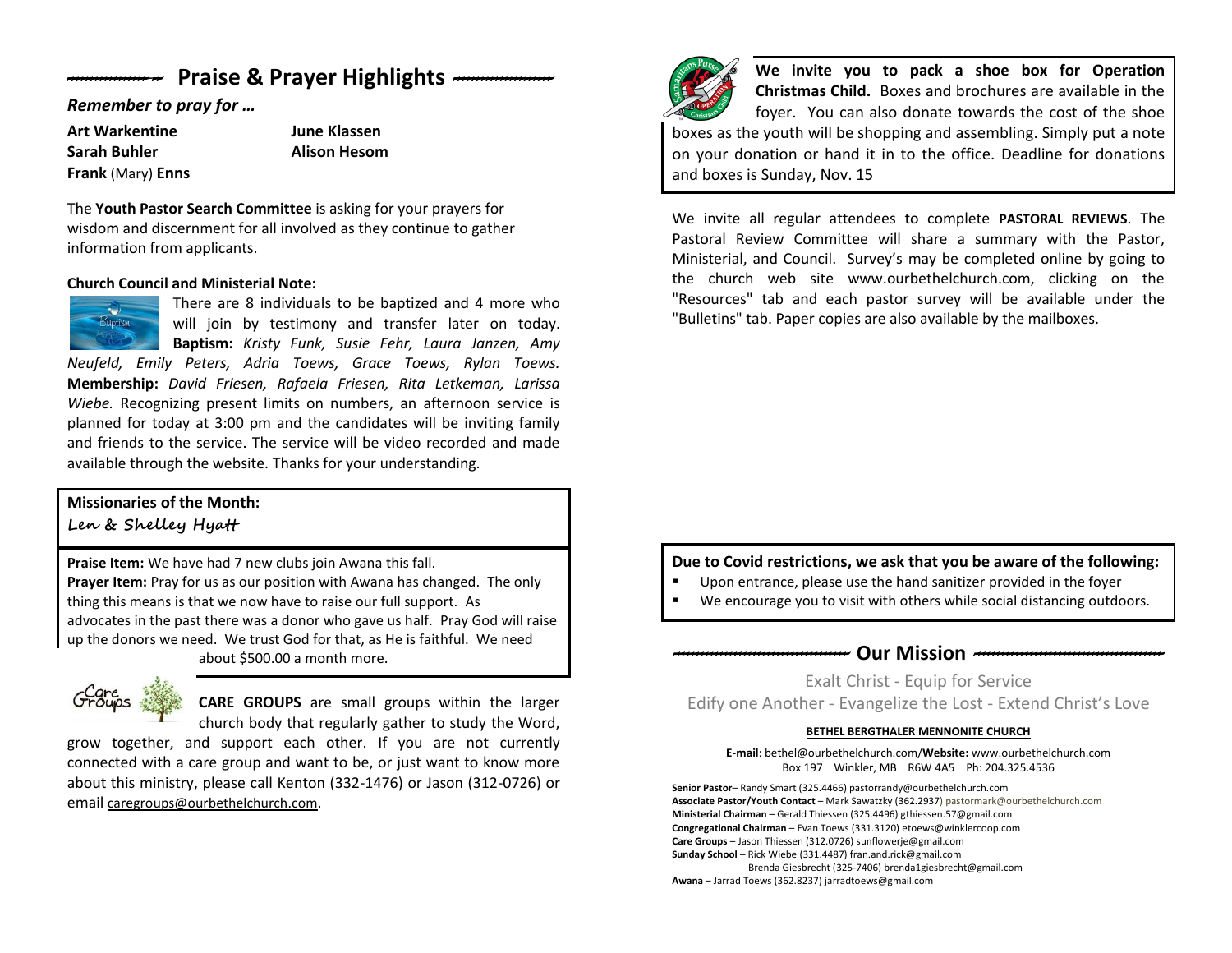## Praise & Prayer Highlights

***Remember to pray for …***

**Art Warkentine**
**Sarah Buhler**
**Frank** (Mary) **Enns**
**June Klassen**
**Alison Hesom**

The **Youth Pastor Search Committee** is asking for your prayers for wisdom and discernment for all involved as they continue to gather information from applicants.

**Church Council and Ministerial Note:**

There are 8 individuals to be baptized and 4 more who will join by testimony and transfer later on today. **Baptism:** *Kristy Funk, Susie Fehr, Laura Janzen, Amy Neufeld, Emily Peters, Adria Toews, Grace Toews, Rylan Toews.* **Membership:** *David Friesen, Rafaela Friesen, Rita Letkeman, Larissa Wiebe.* Recognizing present limits on numbers, an afternoon service is planned for today at 3:00 pm and the candidates will be inviting family and friends to the service. The service will be video recorded and made available through the website. Thanks for your understanding.

**Missionaries of the Month:**
**Len & Shelley Hyatt**

**Praise Item:** We have had 7 new clubs join Awana this fall.
**Prayer Item:** Pray for us as our position with Awana has changed. The only thing this means is that we now have to raise our full support. As advocates in the past there was a donor who gave us half. Pray God will raise up the donors we need. We trust God for that, as He is faithful. We need about $500.00 a month more.

**CARE GROUPS** are small groups within the larger church body that regularly gather to study the Word, grow together, and support each other. If you are not currently connected with a care group and want to be, or just want to know more about this ministry, please call Kenton (332-1476) or Jason (312-0726) or email caregroups@ourbethelchurch.com.

**We invite you to pack a shoe box for Operation Christmas Child.** Boxes and brochures are available in the foyer. You can also donate towards the cost of the shoe boxes as the youth will be shopping and assembling. Simply put a note on your donation or hand it in to the office. Deadline for donations and boxes is Sunday, Nov. 15

We invite all regular attendees to complete **PASTORAL REVIEWS**. The Pastoral Review Committee will share a summary with the Pastor, Ministerial, and Council. Survey's may be completed online by going to the church web site www.ourbethelchurch.com, clicking on the "Resources" tab and each pastor survey will be available under the "Bulletins" tab. Paper copies are also available by the mailboxes.

**Due to Covid restrictions, we ask that you be aware of the following:**

- Upon entrance, please use the hand sanitizer provided in the foyer
- We encourage you to visit with others while social distancing outdoors.

## Our Mission

Exalt Christ - Equip for Service
Edify one Another - Evangelize the Lost - Extend Christ's Love

**BETHEL BERGTHALER MENNONITE CHURCH**

**E-mail**: bethel@ourbethelchurch.com/**Website:** www.ourbethelchurch.com
Box 197 Winkler, MB R6W 4A5 Ph: 204.325.4536

**Senior Pastor**– Randy Smart (325.4466) pastorrandy@ourbethelchurch.com
**Associate Pastor/Youth Contact** – Mark Sawatzky (362.2937) pastormark@ourbethelchurch.com
**Ministerial Chairman** – Gerald Thiessen (325.4496) gthiessen.57@gmail.com
**Congregational Chairman** – Evan Toews (331.3120) etoews@winklercoop.com
**Care Groups** – Jason Thiessen (312.0726) sunflowerje@gmail.com
**Sunday School** – Rick Wiebe (331.4487) fran.and.rick@gmail.com
Brenda Giesbrecht (325-7406) brenda1giesbrecht@gmail.com
**Awana** – Jarrad Toews (362.8237) jarradtoews@gmail.com